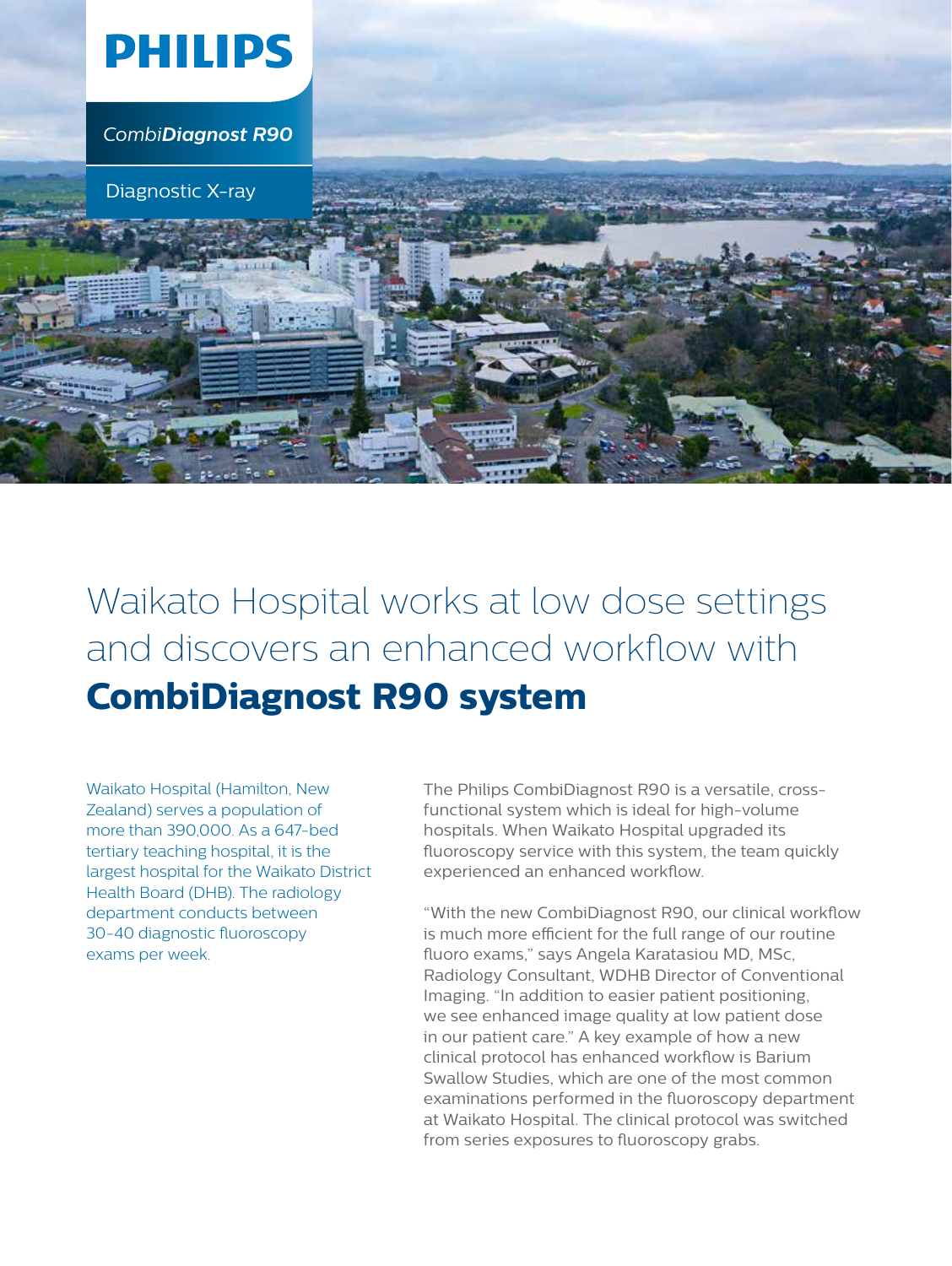PHILIPS

*Combi**Diagnost R90***

Diagnostic X-ray

# Waikato Hospital works at low dose settings and discovers an enhanced workflow with **CombiDiagnost R90 system**

Waikato Hospital (Hamilton, New Zealand) serves a population of more than 390,000. As a 647-bed tertiary teaching hospital, it is the largest hospital for the Waikato District Health Board (DHB). The radiology department conducts between 30-40 diagnostic fluoroscopy exams per week.

The Philips CombiDiagnost R90 is a versatile, cross-functional system which is ideal for high-volume hospitals. When Waikato Hospital upgraded its fluoroscopy service with this system, the team quickly experienced an enhanced workflow.

"With the new CombiDiagnost R90, our clinical workflow is much more efficient for the full range of our routine fluoro exams," says Angela Karatasiou MD, MSc, Radiology Consultant, WDHB Director of Conventional Imaging. "In addition to easier patient positioning, we see enhanced image quality at low patient dose in our patient care." A key example of how a new clinical protocol has enhanced workflow is Barium Swallow Studies, which are one of the most common examinations performed in the fluoroscopy department at Waikato Hospital. The clinical protocol was switched from series exposures to fluoroscopy grabs.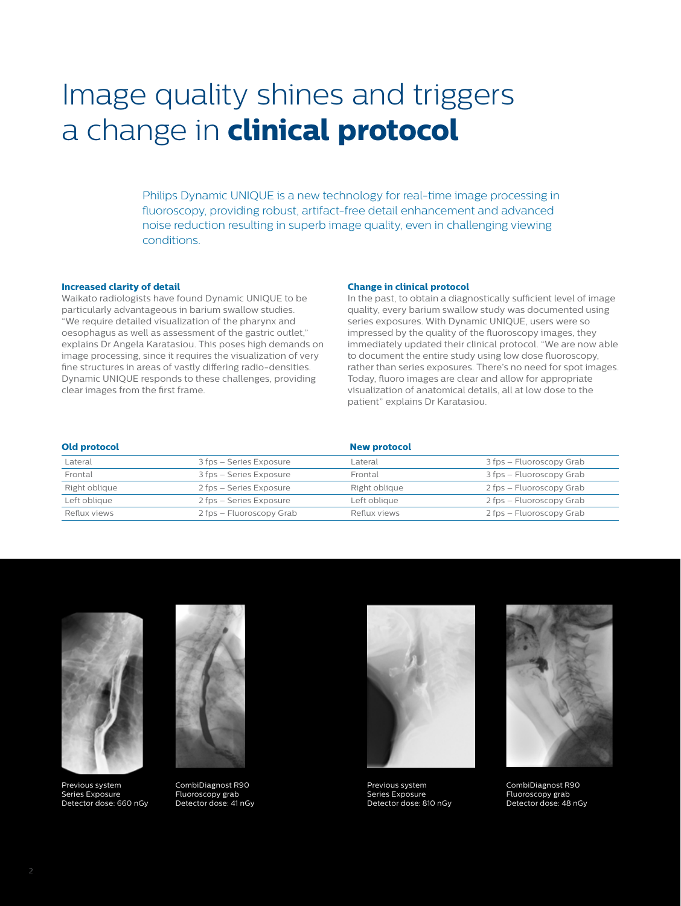# Image quality shines and triggers a change in **clinical protocol**

Philips Dynamic UNIQUE is a new technology for real-time image processing in fluoroscopy, providing robust, artifact-free detail enhancement and advanced noise reduction resulting in superb image quality, even in challenging viewing conditions.

**Increased clarity of detail**

Waikato radiologists have found Dynamic UNIQUE to be particularly advantageous in barium swallow studies. "We require detailed visualization of the pharynx and oesophagus as well as assessment of the gastric outlet," explains Dr Angela Karatasiou. This poses high demands on image processing, since it requires the visualization of very fine structures in areas of vastly differing radio-densities. Dynamic UNIQUE responds to these challenges, providing clear images from the first frame.

**Change in clinical protocol**

In the past, to obtain a diagnostically sufficient level of image quality, every barium swallow study was documented using series exposures. With Dynamic UNIQUE, users were so impressed by the quality of the fluoroscopy images, they immediately updated their clinical protocol. "We are now able to document the entire study using low dose fluoroscopy, rather than series exposures. There's no need for spot images. Today, fluoro images are clear and allow for appropriate visualization of anatomical details, all at low dose to the patient" explains Dr Karatasiou.

| **Old protocol** | | **New protocol** | |
|---|---|---|---|
| Lateral | 3 fps – Series Exposure | Lateral | 3 fps – Fluoroscopy Grab |
| Frontal | 3 fps – Series Exposure | Frontal | 3 fps – Fluoroscopy Grab |
| Right oblique | 2 fps – Series Exposure | Right oblique | 2 fps – Fluoroscopy Grab |
| Left oblique | 2 fps – Series Exposure | Left oblique | 2 fps – Fluoroscopy Grab |
| Reflux views | 2 fps – Fluoroscopy Grab | Reflux views | 2 fps – Fluoroscopy Grab |

Previous system
Series Exposure
Detector dose: 660 nGy

CombiDiagnost R90
Fluoroscopy grab
Detector dose: 41 nGy

Previous system
Series Exposure
Detector dose: 810 nGy

CombiDiagnost R90
Fluoroscopy grab
Detector dose: 48 nGy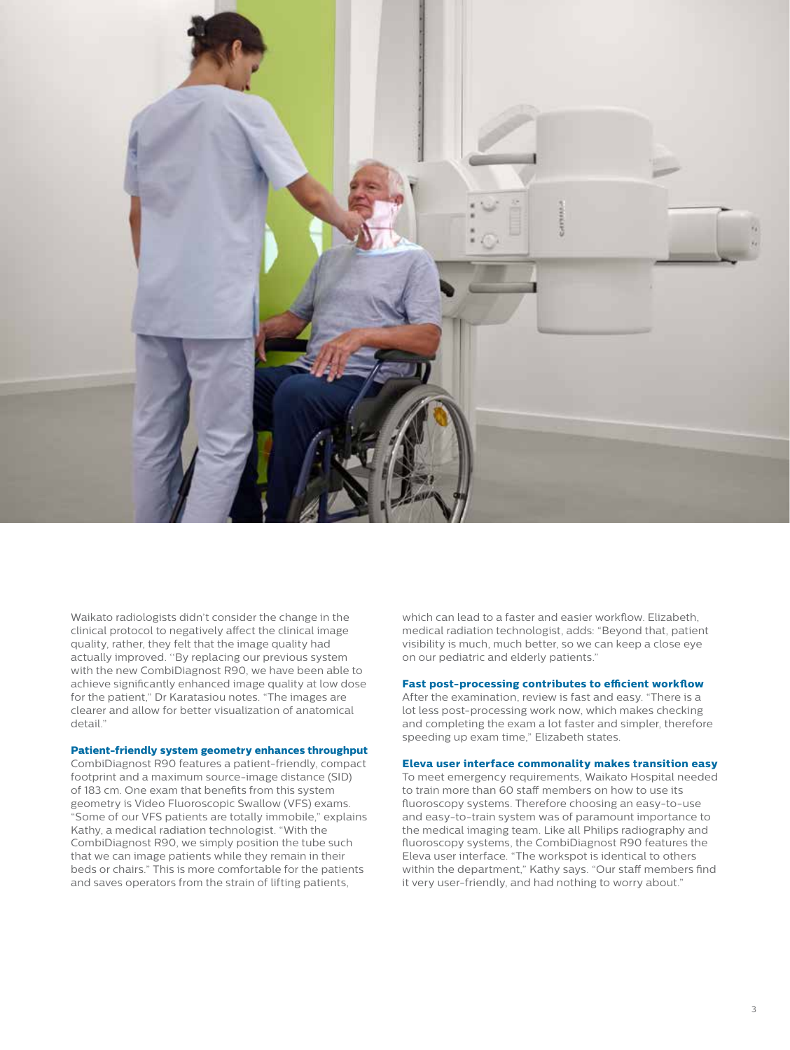Waikato radiologists didn't consider the change in the clinical protocol to negatively affect the clinical image quality, rather, they felt that the image quality had actually improved. "By replacing our previous system with the new CombiDiagnost R90, we have been able to achieve significantly enhanced image quality at low dose for the patient," Dr Karatasiou notes. "The images are clearer and allow for better visualization of anatomical detail."

**Patient-friendly system geometry enhances throughput**

CombiDiagnost R90 features a patient-friendly, compact footprint and a maximum source-image distance (SID) of 183 cm. One exam that benefits from this system geometry is Video Fluoroscopic Swallow (VFS) exams. "Some of our VFS patients are totally immobile," explains Kathy, a medical radiation technologist. "With the CombiDiagnost R90, we simply position the tube such that we can image patients while they remain in their beds or chairs." This is more comfortable for the patients and saves operators from the strain of lifting patients, which can lead to a faster and easier workflow. Elizabeth, medical radiation technologist, adds: "Beyond that, patient visibility is much, much better, so we can keep a close eye on our pediatric and elderly patients."

**Fast post-processing contributes to efficient workflow**

After the examination, review is fast and easy. "There is a lot less post-processing work now, which makes checking and completing the exam a lot faster and simpler, therefore speeding up exam time," Elizabeth states.

**Eleva user interface commonality makes transition easy**

To meet emergency requirements, Waikato Hospital needed to train more than 60 staff members on how to use its fluoroscopy systems. Therefore choosing an easy-to-use and easy-to-train system was of paramount importance to the medical imaging team. Like all Philips radiography and fluoroscopy systems, the CombiDiagnost R90 features the Eleva user interface. "The workspot is identical to others within the department," Kathy says. "Our staff members find it very user-friendly, and had nothing to worry about."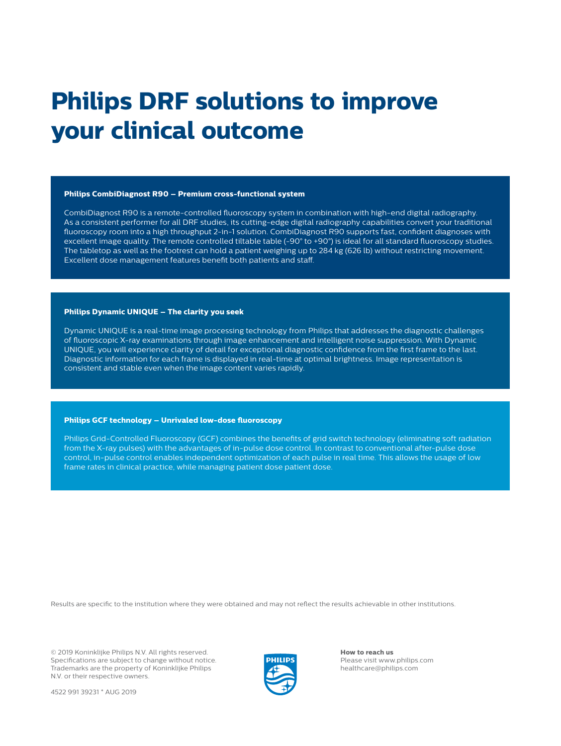# Philips DRF solutions to improve your clinical outcome

**Philips CombiDiagnost R90 – Premium cross-functional system**

CombiDiagnost R90 is a remote-controlled fluoroscopy system in combination with high-end digital radiography. As a consistent performer for all DRF studies, its cutting-edge digital radiography capabilities convert your traditional fluoroscopy room into a high throughput 2-in-1 solution. CombiDiagnost R90 supports fast, confident diagnoses with excellent image quality. The remote controlled tiltable table (-90° to +90°) is ideal for all standard fluoroscopy studies. The tabletop as well as the footrest can hold a patient weighing up to 284 kg (626 lb) without restricting movement. Excellent dose management features benefit both patients and staff.

**Philips Dynamic UNIQUE – The clarity you seek**

Dynamic UNIQUE is a real-time image processing technology from Philips that addresses the diagnostic challenges of fluoroscopic X-ray examinations through image enhancement and intelligent noise suppression. With Dynamic UNIQUE, you will experience clarity of detail for exceptional diagnostic confidence from the first frame to the last. Diagnostic information for each frame is displayed in real-time at optimal brightness. Image representation is consistent and stable even when the image content varies rapidly.

**Philips GCF technology – Unrivaled low-dose fluoroscopy**

Philips Grid-Controlled Fluoroscopy (GCF) combines the benefits of grid switch technology (eliminating soft radiation from the X-ray pulses) with the advantages of in-pulse dose control. In contrast to conventional after-pulse dose control, in-pulse control enables independent optimization of each pulse in real time. This allows the usage of low frame rates in clinical practice, while managing patient dose patient dose.

Results are specific to the institution where they were obtained and may not reflect the results achievable in other institutions.

© 2019 Koninklijke Philips N.V. All rights reserved. Specifications are subject to change without notice. Trademarks are the property of Koninklijke Philips N.V. or their respective owners.

4522 991 39231 * AUG 2019

**How to reach us**
Please visit www.philips.com
healthcare@philips.com